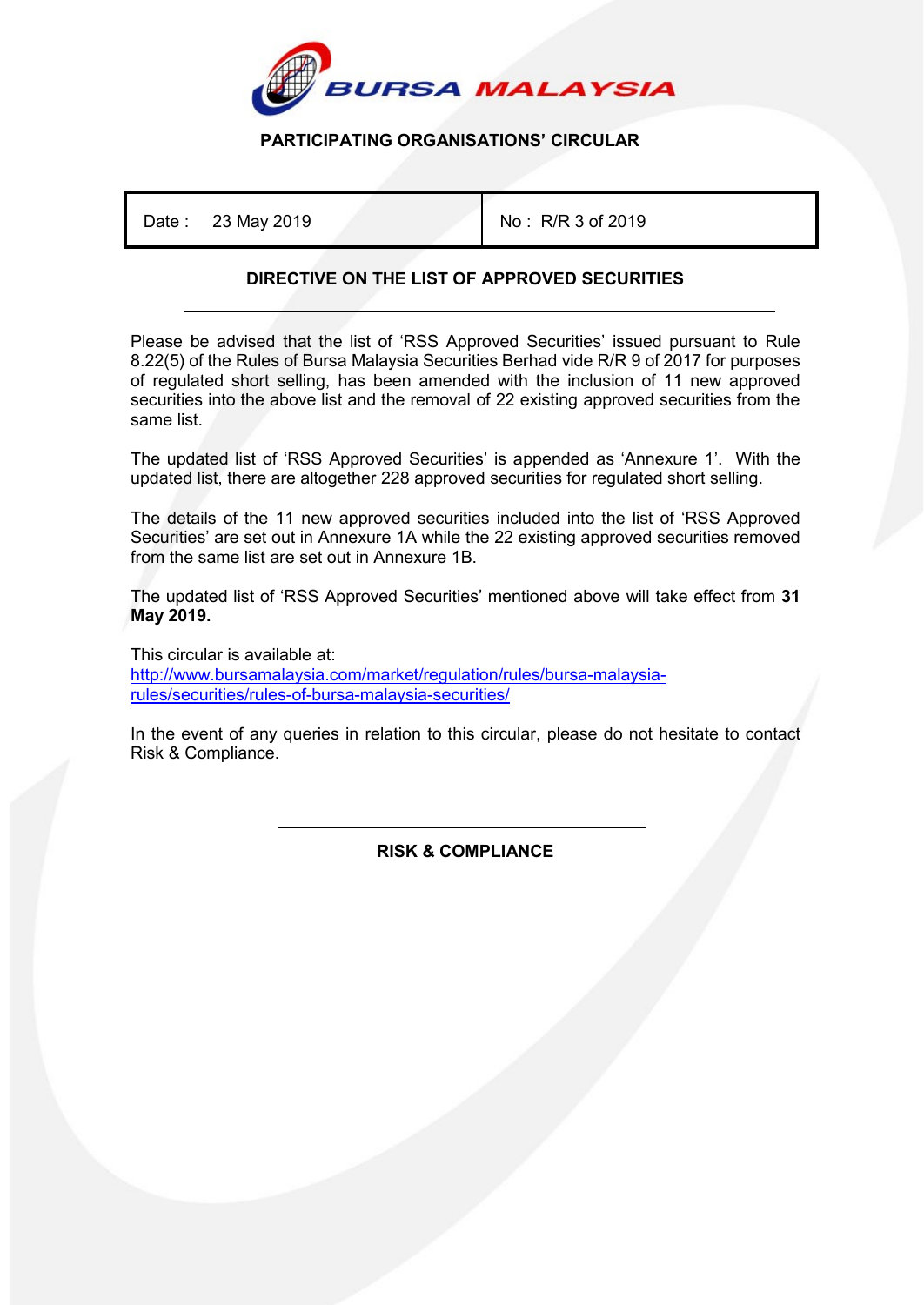BURSA MALAYSIA

**PARTICIPATING ORGANISATIONS' CIRCULAR**

| Date : 23 May 2019 | No : R/R 3 of 2019 |
|---|---|

## DIRECTIVE ON THE LIST OF APPROVED SECURITIES

Please be advised that the list of 'RSS Approved Securities' issued pursuant to Rule 8.22(5) of the Rules of Bursa Malaysia Securities Berhad vide R/R 9 of 2017 for purposes of regulated short selling, has been amended with the inclusion of 11 new approved securities into the above list and the removal of 22 existing approved securities from the same list.

The updated list of 'RSS Approved Securities' is appended as 'Annexure 1'. With the updated list, there are altogether 228 approved securities for regulated short selling.

The details of the 11 new approved securities included into the list of 'RSS Approved Securities' are set out in Annexure 1A while the 22 existing approved securities removed from the same list are set out in Annexure 1B.

The updated list of 'RSS Approved Securities' mentioned above will take effect from **31 May 2019.**

This circular is available at:
http://www.bursamalaysia.com/market/regulation/rules/bursa-malaysia-rules/securities/rules-of-bursa-malaysia-securities/

In the event of any queries in relation to this circular, please do not hesitate to contact Risk & Compliance.

**RISK & COMPLIANCE**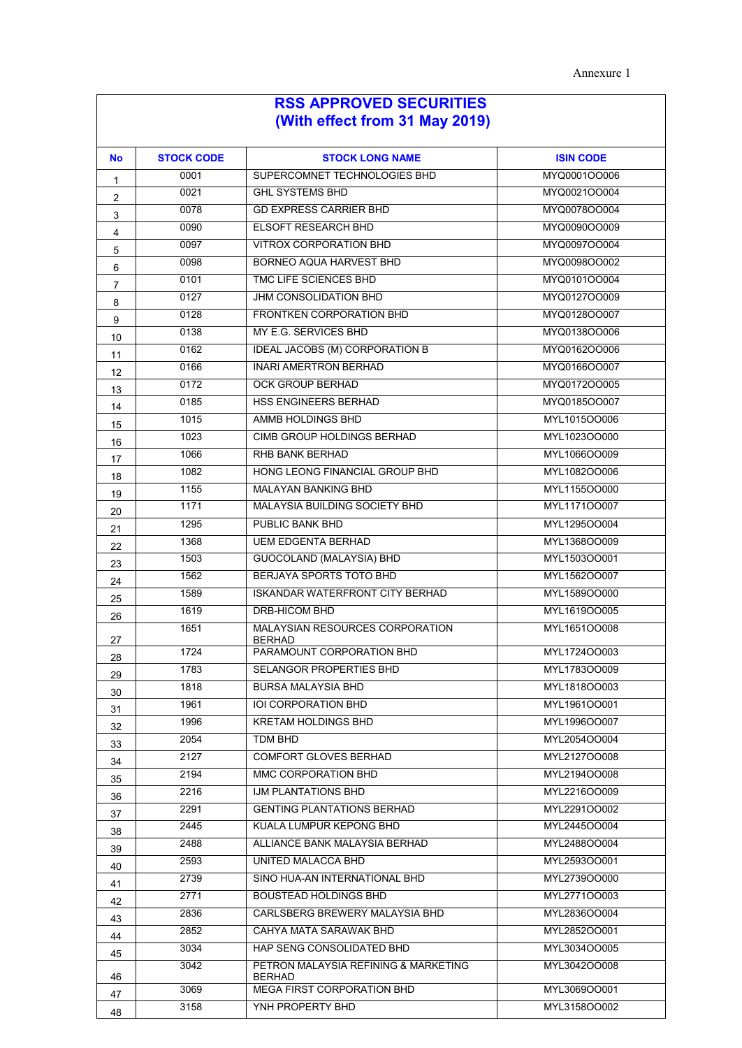Annexure 1

# RSS APPROVED SECURITIES
## (With effect from 31 May 2019)

| No | STOCK CODE | STOCK LONG NAME | ISIN CODE |
|---|---|---|---|
| 1 | 0001 | SUPERCOMNET TECHNOLOGIES BHD | MYQ0001OO006 |
| 2 | 0021 | GHL SYSTEMS BHD | MYQ0021OO004 |
| 3 | 0078 | GD EXPRESS CARRIER BHD | MYQ0078OO004 |
| 4 | 0090 | ELSOFT RESEARCH BHD | MYQ0090OO009 |
| 5 | 0097 | VITROX CORPORATION BHD | MYQ0097OO004 |
| 6 | 0098 | BORNEO AQUA HARVEST BHD | MYQ0098OO002 |
| 7 | 0101 | TMC LIFE SCIENCES BHD | MYQ0101OO004 |
| 8 | 0127 | JHM CONSOLIDATION BHD | MYQ0127OO009 |
| 9 | 0128 | FRONTKEN CORPORATION BHD | MYQ0128OO007 |
| 10 | 0138 | MY E.G. SERVICES BHD | MYQ0138OO006 |
| 11 | 0162 | IDEAL JACOBS (M) CORPORATION B | MYQ0162OO006 |
| 12 | 0166 | INARI AMERTRON BERHAD | MYQ0166OO007 |
| 13 | 0172 | OCK GROUP BERHAD | MYQ0172OO005 |
| 14 | 0185 | HSS ENGINEERS BERHAD | MYQ0185OO007 |
| 15 | 1015 | AMMB HOLDINGS BHD | MYL1015OO006 |
| 16 | 1023 | CIMB GROUP HOLDINGS BERHAD | MYL1023OO000 |
| 17 | 1066 | RHB BANK BERHAD | MYL1066OO009 |
| 18 | 1082 | HONG LEONG FINANCIAL GROUP BHD | MYL1082OO006 |
| 19 | 1155 | MALAYAN BANKING BHD | MYL1155OO000 |
| 20 | 1171 | MALAYSIA BUILDING SOCIETY BHD | MYL1171OO007 |
| 21 | 1295 | PUBLIC BANK BHD | MYL1295OO004 |
| 22 | 1368 | UEM EDGENTA BERHAD | MYL1368OO009 |
| 23 | 1503 | GUOCOLAND (MALAYSIA) BHD | MYL1503OO001 |
| 24 | 1562 | BERJAYA SPORTS TOTO BHD | MYL1562OO007 |
| 25 | 1589 | ISKANDAR WATERFRONT CITY BERHAD | MYL1589OO000 |
| 26 | 1619 | DRB-HICOM BHD | MYL1619OO005 |
| 27 | 1651 | MALAYSIAN RESOURCES CORPORATION BERHAD | MYL1651OO008 |
| 28 | 1724 | PARAMOUNT CORPORATION BHD | MYL1724OO003 |
| 29 | 1783 | SELANGOR PROPERTIES BHD | MYL1783OO009 |
| 30 | 1818 | BURSA MALAYSIA BHD | MYL1818OO003 |
| 31 | 1961 | IOI CORPORATION BHD | MYL1961OO001 |
| 32 | 1996 | KRETAM HOLDINGS BHD | MYL1996OO007 |
| 33 | 2054 | TDM BHD | MYL2054OO004 |
| 34 | 2127 | COMFORT GLOVES BERHAD | MYL2127OO008 |
| 35 | 2194 | MMC CORPORATION BHD | MYL2194OO008 |
| 36 | 2216 | IJM PLANTATIONS BHD | MYL2216OO009 |
| 37 | 2291 | GENTING PLANTATIONS BERHAD | MYL2291OO002 |
| 38 | 2445 | KUALA LUMPUR KEPONG BHD | MYL2445OO004 |
| 39 | 2488 | ALLIANCE BANK MALAYSIA BERHAD | MYL2488OO004 |
| 40 | 2593 | UNITED MALACCA BHD | MYL2593OO001 |
| 41 | 2739 | SINO HUA-AN INTERNATIONAL BHD | MYL2739OO000 |
| 42 | 2771 | BOUSTEAD HOLDINGS BHD | MYL2771OO003 |
| 43 | 2836 | CARLSBERG BREWERY MALAYSIA BHD | MYL2836OO004 |
| 44 | 2852 | CAHYA MATA SARAWAK BHD | MYL2852OO001 |
| 45 | 3034 | HAP SENG CONSOLIDATED BHD | MYL3034OO005 |
| 46 | 3042 | PETRON MALAYSIA REFINING & MARKETING BERHAD | MYL3042OO008 |
| 47 | 3069 | MEGA FIRST CORPORATION BHD | MYL3069OO001 |
| 48 | 3158 | YNH PROPERTY BHD | MYL3158OO002 |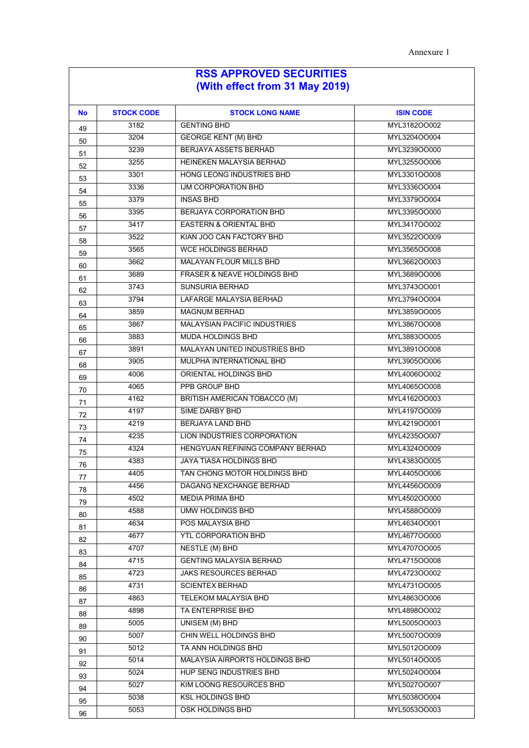Annexure 1

# RSS APPROVED SECURITIES
## (With effect from 31 May 2019)

| No | STOCK CODE | STOCK LONG NAME | ISIN CODE |
|---|---|---|---|
| 49 | 3182 | GENTING BHD | MYL3182OO002 |
| 50 | 3204 | GEORGE KENT (M) BHD | MYL3204OO004 |
| 51 | 3239 | BERJAYA ASSETS BERHAD | MYL3239OO000 |
| 52 | 3255 | HEINEKEN MALAYSIA BERHAD | MYL3255OO006 |
| 53 | 3301 | HONG LEONG INDUSTRIES BHD | MYL3301OO008 |
| 54 | 3336 | IJM CORPORATION BHD | MYL3336OO004 |
| 55 | 3379 | INSAS BHD | MYL3379OO004 |
| 56 | 3395 | BERJAYA CORPORATION BHD | MYL3395OO000 |
| 57 | 3417 | EASTERN & ORIENTAL BHD | MYL3417OO002 |
| 58 | 3522 | KIAN JOO CAN FACTORY BHD | MYL3522OO009 |
| 59 | 3565 | WCE HOLDINGS BERHAD | MYL3565OO008 |
| 60 | 3662 | MALAYAN FLOUR MILLS BHD | MYL3662OO003 |
| 61 | 3689 | FRASER & NEAVE HOLDINGS BHD | MYL3689OO006 |
| 62 | 3743 | SUNSURIA BERHAD | MYL3743OO001 |
| 63 | 3794 | LAFARGE MALAYSIA BERHAD | MYL3794OO004 |
| 64 | 3859 | MAGNUM BERHAD | MYL3859OO005 |
| 65 | 3867 | MALAYSIAN PACIFIC INDUSTRIES | MYL3867OO008 |
| 66 | 3883 | MUDA HOLDINGS BHD | MYL3883OO005 |
| 67 | 3891 | MALAYAN UNITED INDUSTRIES BHD | MYL3891OO008 |
| 68 | 3905 | MULPHA INTERNATIONAL BHD | MYL3905OO006 |
| 69 | 4006 | ORIENTAL HOLDINGS BHD | MYL4006OO002 |
| 70 | 4065 | PPB GROUP BHD | MYL4065OO008 |
| 71 | 4162 | BRITISH AMERICAN TOBACCO (M) | MYL4162OO003 |
| 72 | 4197 | SIME DARBY BHD | MYL4197OO009 |
| 73 | 4219 | BERJAYA LAND BHD | MYL4219OO001 |
| 74 | 4235 | LION INDUSTRIES CORPORATION | MYL4235OO007 |
| 75 | 4324 | HENGYUAN REFINING COMPANY BERHAD | MYL4324OO009 |
| 76 | 4383 | JAYA TIASA HOLDINGS BHD | MYL4383OO005 |
| 77 | 4405 | TAN CHONG MOTOR HOLDINGS BHD | MYL4405OO006 |
| 78 | 4456 | DAGANG NEXCHANGE BERHAD | MYL4456OO009 |
| 79 | 4502 | MEDIA PRIMA BHD | MYL4502OO000 |
| 80 | 4588 | UMW HOLDINGS BHD | MYL4588OO009 |
| 81 | 4634 | POS MALAYSIA BHD | MYL4634OO001 |
| 82 | 4677 | YTL CORPORATION BHD | MYL4677OO000 |
| 83 | 4707 | NESTLE (M) BHD | MYL4707OO005 |
| 84 | 4715 | GENTING MALAYSIA BERHAD | MYL4715OO008 |
| 85 | 4723 | JAKS RESOURCES BERHAD | MYL4723OO002 |
| 86 | 4731 | SCIENTEX BERHAD | MYL4731OO005 |
| 87 | 4863 | TELEKOM MALAYSIA BHD | MYL4863OO006 |
| 88 | 4898 | TA ENTERPRISE BHD | MYL4898OO002 |
| 89 | 5005 | UNISEM (M) BHD | MYL5005OO003 |
| 90 | 5007 | CHIN WELL HOLDINGS BHD | MYL5007OO009 |
| 91 | 5012 | TA ANN HOLDINGS BHD | MYL5012OO009 |
| 92 | 5014 | MALAYSIA AIRPORTS HOLDINGS BHD | MYL5014OO005 |
| 93 | 5024 | HUP SENG INDUSTRIES BHD | MYL5024OO004 |
| 94 | 5027 | KIM LOONG RESOURCES BHD | MYL5027OO007 |
| 95 | 5038 | KSL HOLDINGS BHD | MYL5038OO004 |
| 96 | 5053 | OSK HOLDINGS BHD | MYL5053OO003 |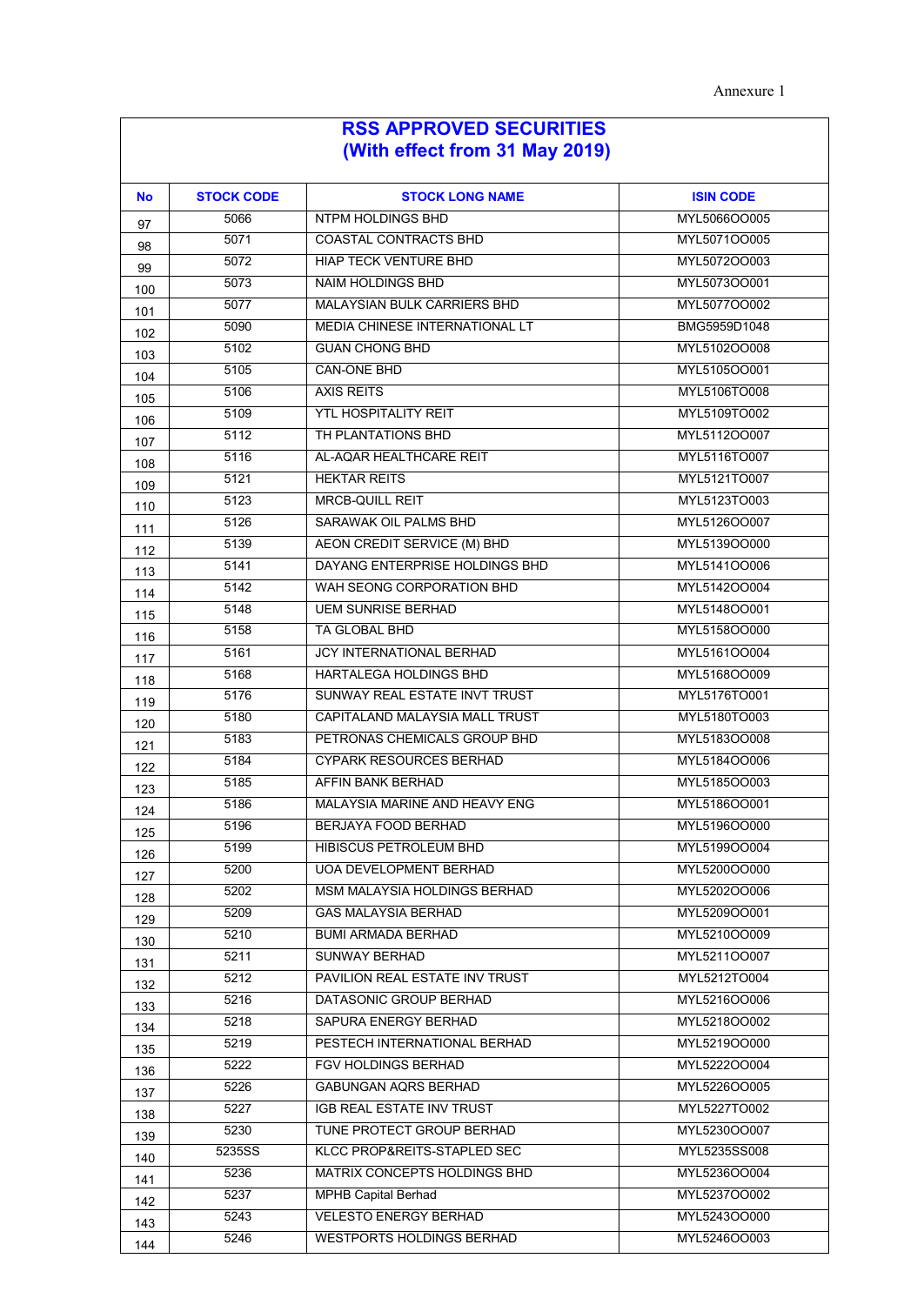Annexure 1

# RSS APPROVED SECURITIES
## (With effect from 31 May 2019)

| No | STOCK CODE | STOCK LONG NAME | ISIN CODE |
|---|---|---|---|
| 97 | 5066 | NTPM HOLDINGS BHD | MYL5066OO005 |
| 98 | 5071 | COASTAL CONTRACTS BHD | MYL5071OO005 |
| 99 | 5072 | HIAP TECK VENTURE BHD | MYL5072OO003 |
| 100 | 5073 | NAIM HOLDINGS BHD | MYL5073OO001 |
| 101 | 5077 | MALAYSIAN BULK CARRIERS BHD | MYL5077OO002 |
| 102 | 5090 | MEDIA CHINESE INTERNATIONAL LT | BMG5959D1048 |
| 103 | 5102 | GUAN CHONG BHD | MYL5102OO008 |
| 104 | 5105 | CAN-ONE BHD | MYL5105OO001 |
| 105 | 5106 | AXIS REITS | MYL5106TO008 |
| 106 | 5109 | YTL HOSPITALITY REIT | MYL5109TO002 |
| 107 | 5112 | TH PLANTATIONS BHD | MYL5112OO007 |
| 108 | 5116 | AL-AQAR HEALTHCARE REIT | MYL5116TO007 |
| 109 | 5121 | HEKTAR REITS | MYL5121TO007 |
| 110 | 5123 | MRCB-QUILL REIT | MYL5123TO003 |
| 111 | 5126 | SARAWAK OIL PALMS BHD | MYL5126OO007 |
| 112 | 5139 | AEON CREDIT SERVICE (M) BHD | MYL5139OO000 |
| 113 | 5141 | DAYANG ENTERPRISE HOLDINGS BHD | MYL5141OO006 |
| 114 | 5142 | WAH SEONG CORPORATION BHD | MYL5142OO004 |
| 115 | 5148 | UEM SUNRISE BERHAD | MYL5148OO001 |
| 116 | 5158 | TA GLOBAL BHD | MYL5158OO000 |
| 117 | 5161 | JCY INTERNATIONAL BERHAD | MYL5161OO004 |
| 118 | 5168 | HARTALEGA HOLDINGS BHD | MYL5168OO009 |
| 119 | 5176 | SUNWAY REAL ESTATE INVT TRUST | MYL5176TO001 |
| 120 | 5180 | CAPITALAND MALAYSIA MALL TRUST | MYL5180TO003 |
| 121 | 5183 | PETRONAS CHEMICALS GROUP BHD | MYL5183OO008 |
| 122 | 5184 | CYPARK RESOURCES BERHAD | MYL5184OO006 |
| 123 | 5185 | AFFIN BANK BERHAD | MYL5185OO003 |
| 124 | 5186 | MALAYSIA MARINE AND HEAVY ENG | MYL5186OO001 |
| 125 | 5196 | BERJAYA FOOD BERHAD | MYL5196OO000 |
| 126 | 5199 | HIBISCUS PETROLEUM BHD | MYL5199OO004 |
| 127 | 5200 | UOA DEVELOPMENT BERHAD | MYL5200OO000 |
| 128 | 5202 | MSM MALAYSIA HOLDINGS BERHAD | MYL5202OO006 |
| 129 | 5209 | GAS MALAYSIA BERHAD | MYL5209OO001 |
| 130 | 5210 | BUMI ARMADA BERHAD | MYL5210OO009 |
| 131 | 5211 | SUNWAY BERHAD | MYL5211OO007 |
| 132 | 5212 | PAVILION REAL ESTATE INV TRUST | MYL5212TO004 |
| 133 | 5216 | DATASONIC GROUP BERHAD | MYL5216OO006 |
| 134 | 5218 | SAPURA ENERGY BERHAD | MYL5218OO002 |
| 135 | 5219 | PESTECH INTERNATIONAL BERHAD | MYL5219OO000 |
| 136 | 5222 | FGV HOLDINGS BERHAD | MYL5222OO004 |
| 137 | 5226 | GABUNGAN AQRS BERHAD | MYL5226OO005 |
| 138 | 5227 | IGB REAL ESTATE INV TRUST | MYL5227TO002 |
| 139 | 5230 | TUNE PROTECT GROUP BERHAD | MYL5230OO007 |
| 140 | 5235SS | KLCC PROP&REITS-STAPLED SEC | MYL5235SS008 |
| 141 | 5236 | MATRIX CONCEPTS HOLDINGS BHD | MYL5236OO004 |
| 142 | 5237 | MPHB Capital Berhad | MYL5237OO002 |
| 143 | 5243 | VELESTO ENERGY BERHAD | MYL5243OO000 |
| 144 | 5246 | WESTPORTS HOLDINGS BERHAD | MYL5246OO003 |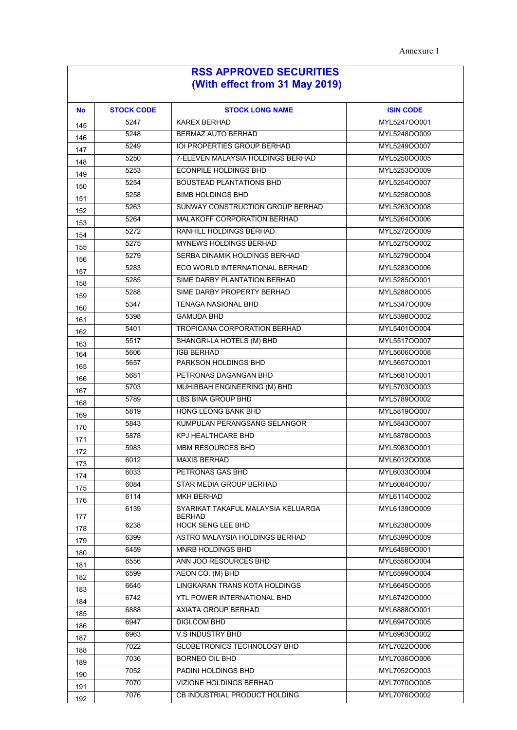Annexure 1

# RSS APPROVED SECURITIES
## (With effect from 31 May 2019)

| No | STOCK CODE | STOCK LONG NAME | ISIN CODE |
|---|---|---|---|
| 145 | 5247 | KAREX BERHAD | MYL5247OO001 |
| 146 | 5248 | BERMAZ AUTO BERHAD | MYL5248OO009 |
| 147 | 5249 | IOI PROPERTIES GROUP BERHAD | MYL5249OO007 |
| 148 | 5250 | 7-ELEVEN MALAYSIA HOLDINGS BERHAD | MYL5250OO005 |
| 149 | 5253 | ECONPILE HOLDINGS BHD | MYL5253OO009 |
| 150 | 5254 | BOUSTEAD PLANTATIONS BHD | MYL5254OO007 |
| 151 | 5258 | BIMB HOLDINGS BHD | MYL5258OO008 |
| 152 | 5263 | SUNWAY CONSTRUCTION GROUP BERHAD | MYL5263OO008 |
| 153 | 5264 | MALAKOFF CORPORATION BERHAD | MYL5264OO006 |
| 154 | 5272 | RANHILL HOLDINGS BERHAD | MYL5272OO009 |
| 155 | 5275 | MYNEWS HOLDINGS BERHAD | MYL5275OO002 |
| 156 | 5279 | SERBA DINAMIK HOLDINGS BERHAD | MYL5279OO004 |
| 157 | 5283 | ECO WORLD INTERNATIONAL BERHAD | MYL5283OO006 |
| 158 | 5285 | SIME DARBY PLANTATION BERHAD | MYL5285OO001 |
| 159 | 5288 | SIME DARBY PROPERTY BERHAD | MYL5288OO005 |
| 160 | 5347 | TENAGA NASIONAL BHD | MYL5347OO009 |
| 161 | 5398 | GAMUDA BHD | MYL5398OO002 |
| 162 | 5401 | TROPICANA CORPORATION BERHAD | MYL5401OO004 |
| 163 | 5517 | SHANGRI-LA HOTELS (M) BHD | MYL5517OO007 |
| 164 | 5606 | IGB BERHAD | MYL5606OO008 |
| 165 | 5657 | PARKSON HOLDINGS BHD | MYL5657OO001 |
| 166 | 5681 | PETRONAS DAGANGAN BHD | MYL5681OO001 |
| 167 | 5703 | MUHIBBAH ENGINEERING (M) BHD | MYL5703OO003 |
| 168 | 5789 | LBS BINA GROUP BHD | MYL5789OO002 |
| 169 | 5819 | HONG LEONG BANK BHD | MYL5819OO007 |
| 170 | 5843 | KUMPULAN PERANGSANG SELANGOR | MYL5843OO007 |
| 171 | 5878 | KPJ HEALTHCARE BHD | MYL5878OO003 |
| 172 | 5983 | MBM RESOURCES BHD | MYL5983OO001 |
| 173 | 6012 | MAXIS BERHAD | MYL6012OO008 |
| 174 | 6033 | PETRONAS GAS BHD | MYL6033OO004 |
| 175 | 6084 | STAR MEDIA GROUP BERHAD | MYL6084OO007 |
| 176 | 6114 | MKH BERHAD | MYL6114OO002 |
| 177 | 6139 | SYARIKAT TAKAFUL MALAYSIA KELUARGA BERHAD | MYL6139OO009 |
| 178 | 6238 | HOCK SENG LEE BHD | MYL6238OO009 |
| 179 | 6399 | ASTRO MALAYSIA HOLDINGS BERHAD | MYL6399OO009 |
| 180 | 6459 | MNRB HOLDINGS BHD | MYL6459OO001 |
| 181 | 6556 | ANN JOO RESOURCES BHD | MYL6556OO004 |
| 182 | 6599 | AEON CO. (M) BHD | MYL6599OO004 |
| 183 | 6645 | LINGKARAN TRANS KOTA HOLDINGS | MYL6645OO005 |
| 184 | 6742 | YTL POWER INTERNATIONAL BHD | MYL6742OO000 |
| 185 | 6888 | AXIATA GROUP BERHAD | MYL6888OO001 |
| 186 | 6947 | DIGI.COM BHD | MYL6947OO005 |
| 187 | 6963 | V.S INDUSTRY BHD | MYL6963OO002 |
| 188 | 7022 | GLOBETRONICS TECHNOLOGY BHD | MYL7022OO006 |
| 189 | 7036 | BORNEO OIL BHD | MYL7036OO006 |
| 190 | 7052 | PADINI HOLDINGS BHD | MYL7052OO003 |
| 191 | 7070 | VIZIONE HOLDINGS BERHAD | MYL7070OO005 |
| 192 | 7076 | CB INDUSTRIAL PRODUCT HOLDING | MYL7076OO002 |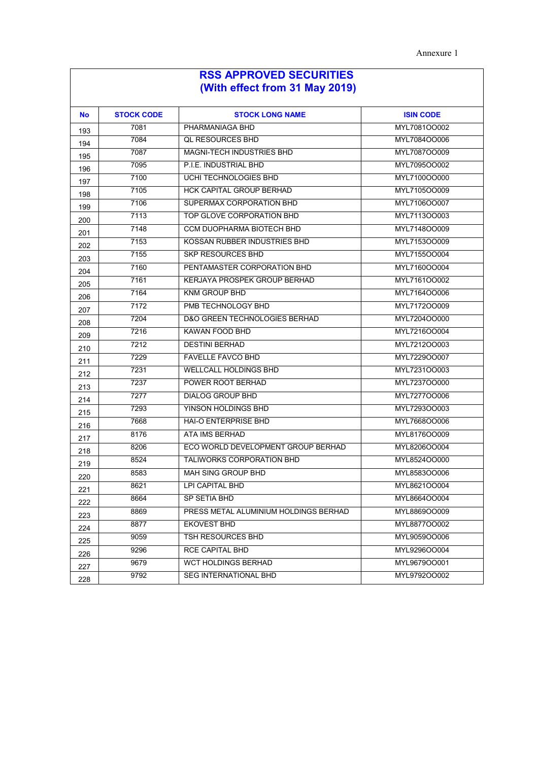Annexure 1

| RSS APPROVED SECURITIES (With effect from 31 May 2019) | | | |
|---|---|---|---|
| **No** | **STOCK CODE** | **STOCK LONG NAME** | **ISIN CODE** |
| 193 | 7081 | PHARMANIAGA BHD | MYL7081OO002 |
| 194 | 7084 | QL RESOURCES BHD | MYL7084OO006 |
| 195 | 7087 | MAGNI-TECH INDUSTRIES BHD | MYL7087OO009 |
| 196 | 7095 | P.I.E. INDUSTRIAL BHD | MYL7095OO002 |
| 197 | 7100 | UCHI TECHNOLOGIES BHD | MYL7100OO000 |
| 198 | 7105 | HCK CAPITAL GROUP BERHAD | MYL7105OO009 |
| 199 | 7106 | SUPERMAX CORPORATION BHD | MYL7106OO007 |
| 200 | 7113 | TOP GLOVE CORPORATION BHD | MYL7113OO003 |
| 201 | 7148 | CCM DUOPHARMA BIOTECH BHD | MYL7148OO009 |
| 202 | 7153 | KOSSAN RUBBER INDUSTRIES BHD | MYL7153OO009 |
| 203 | 7155 | SKP RESOURCES BHD | MYL7155OO004 |
| 204 | 7160 | PENTAMASTER CORPORATION BHD | MYL7160OO004 |
| 205 | 7161 | KERJAYA PROSPEK GROUP BERHAD | MYL7161OO002 |
| 206 | 7164 | KNM GROUP BHD | MYL7164OO006 |
| 207 | 7172 | PMB TECHNOLOGY BHD | MYL7172OO009 |
| 208 | 7204 | D&O GREEN TECHNOLOGIES BERHAD | MYL7204OO000 |
| 209 | 7216 | KAWAN FOOD BHD | MYL7216OO004 |
| 210 | 7212 | DESTINI BERHAD | MYL7212OO003 |
| 211 | 7229 | FAVELLE FAVCO BHD | MYL7229OO007 |
| 212 | 7231 | WELLCALL HOLDINGS BHD | MYL7231OO003 |
| 213 | 7237 | POWER ROOT BERHAD | MYL7237OO000 |
| 214 | 7277 | DIALOG GROUP BHD | MYL7277OO006 |
| 215 | 7293 | YINSON HOLDINGS BHD | MYL7293OO003 |
| 216 | 7668 | HAI-O ENTERPRISE BHD | MYL7668OO006 |
| 217 | 8176 | ATA IMS BERHAD | MYL8176OO009 |
| 218 | 8206 | ECO WORLD DEVELOPMENT GROUP BERHAD | MYL8206OO004 |
| 219 | 8524 | TALIWORKS CORPORATION BHD | MYL8524OO000 |
| 220 | 8583 | MAH SING GROUP BHD | MYL8583OO006 |
| 221 | 8621 | LPI CAPITAL BHD | MYL8621OO004 |
| 222 | 8664 | SP SETIA BHD | MYL8664OO004 |
| 223 | 8869 | PRESS METAL ALUMINIUM HOLDINGS BERHAD | MYL8869OO009 |
| 224 | 8877 | EKOVEST BHD | MYL8877OO002 |
| 225 | 9059 | TSH RESOURCES BHD | MYL9059OO006 |
| 226 | 9296 | RCE CAPITAL BHD | MYL9296OO004 |
| 227 | 9679 | WCT HOLDINGS BERHAD | MYL9679OO001 |
| 228 | 9792 | SEG INTERNATIONAL BHD | MYL9792OO002 |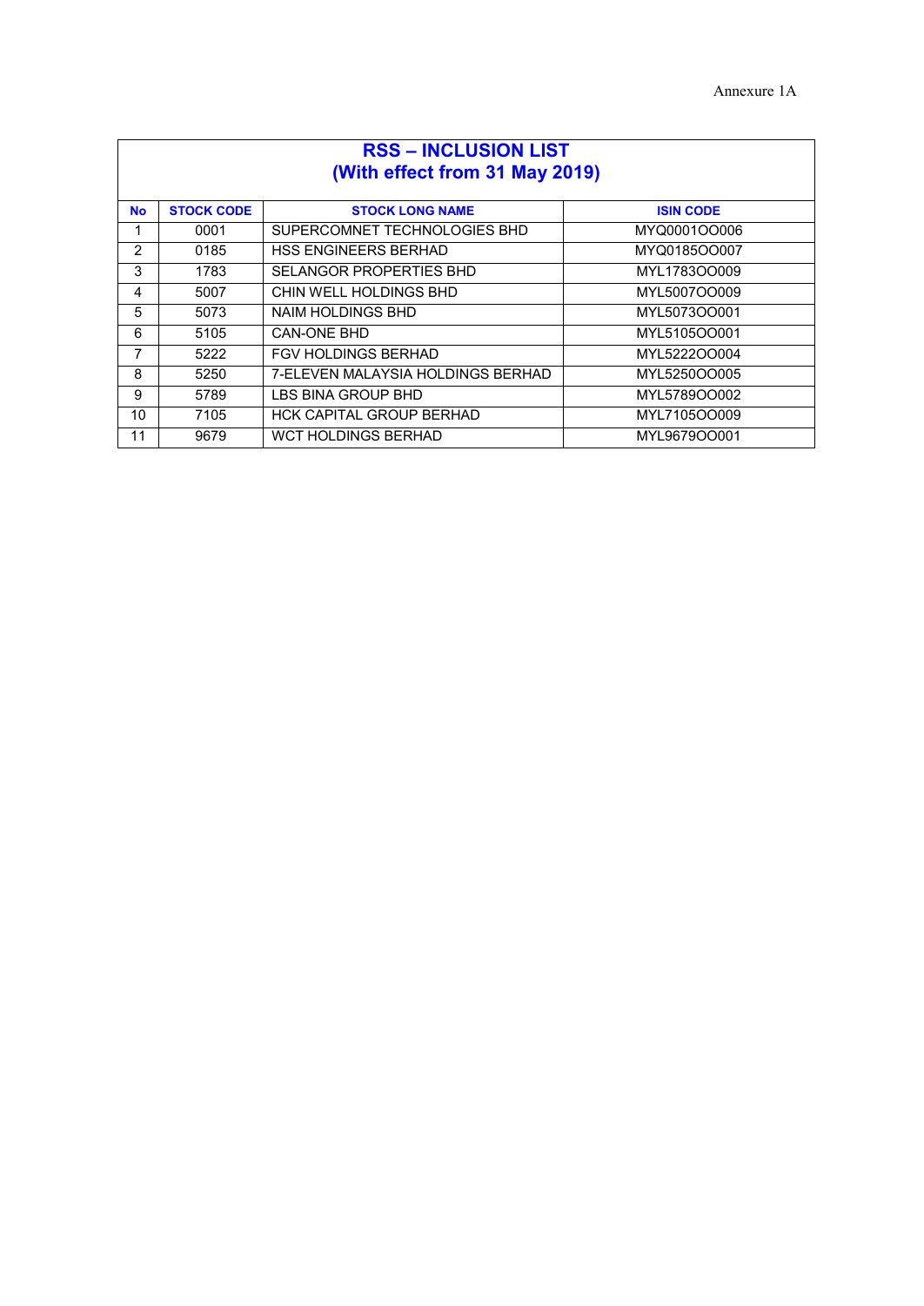Annexure 1A

## RSS – INCLUSION LIST
## (With effect from 31 May 2019)

| No | STOCK CODE | STOCK LONG NAME | ISIN CODE |
|---|---|---|---|
| 1 | 0001 | SUPERCOMNET TECHNOLOGIES BHD | MYQ0001OO006 |
| 2 | 0185 | HSS ENGINEERS BERHAD | MYQ0185OO007 |
| 3 | 1783 | SELANGOR PROPERTIES BHD | MYL1783OO009 |
| 4 | 5007 | CHIN WELL HOLDINGS BHD | MYL5007OO009 |
| 5 | 5073 | NAIM HOLDINGS BHD | MYL5073OO001 |
| 6 | 5105 | CAN-ONE BHD | MYL5105OO001 |
| 7 | 5222 | FGV HOLDINGS BERHAD | MYL5222OO004 |
| 8 | 5250 | 7-ELEVEN MALAYSIA HOLDINGS BERHAD | MYL5250OO005 |
| 9 | 5789 | LBS BINA GROUP BHD | MYL5789OO002 |
| 10 | 7105 | HCK CAPITAL GROUP BERHAD | MYL7105OO009 |
| 11 | 9679 | WCT HOLDINGS BERHAD | MYL9679OO001 |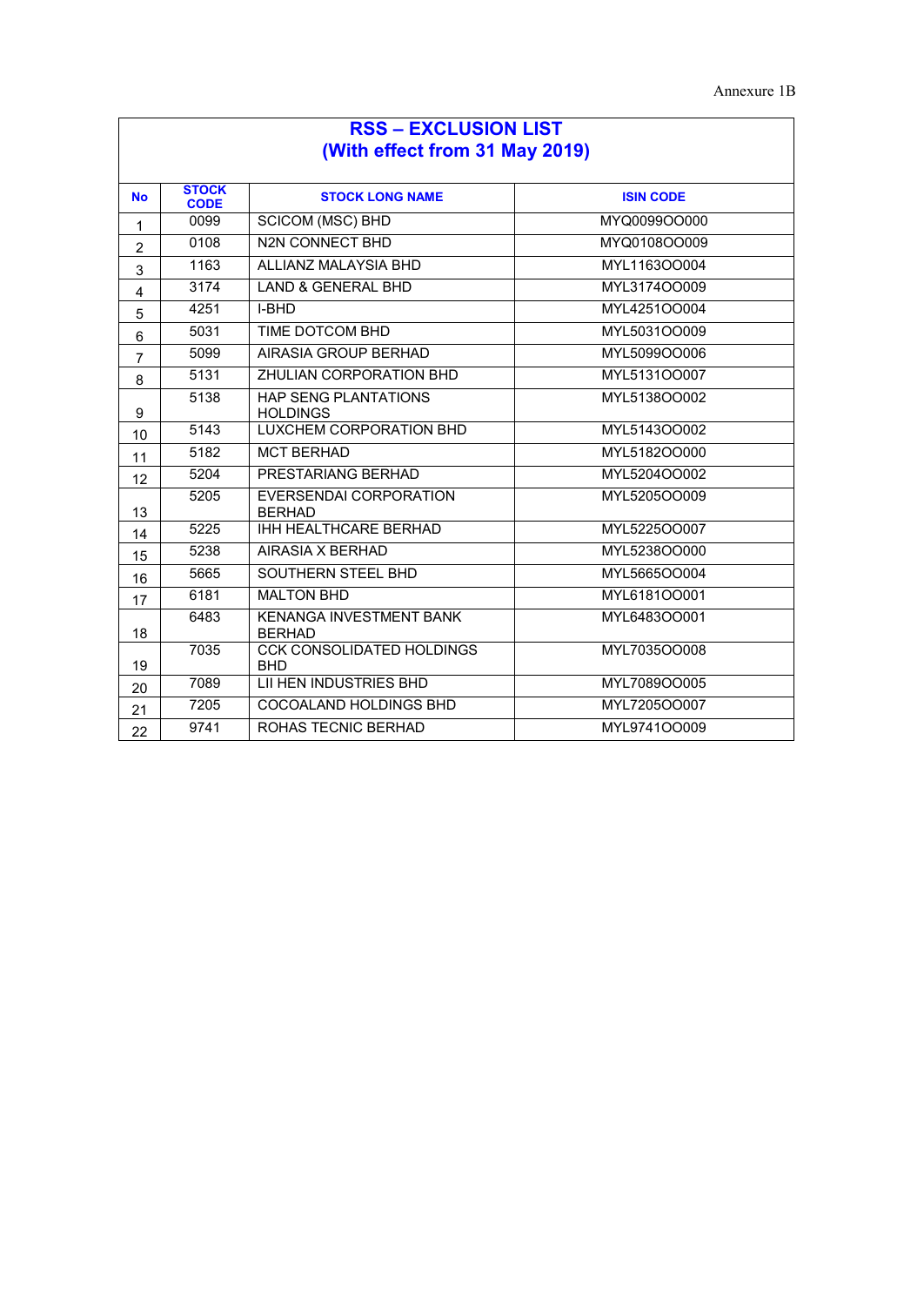Annexure 1B

## RSS – EXCLUSION LIST
## (With effect from 31 May 2019)

| No | STOCK CODE | STOCK LONG NAME | ISIN CODE |
|---|---|---|---|
| 1 | 0099 | SCICOM (MSC) BHD | MYQ0099OO000 |
| 2 | 0108 | N2N CONNECT BHD | MYQ0108OO009 |
| 3 | 1163 | ALLIANZ MALAYSIA BHD | MYL1163OO004 |
| 4 | 3174 | LAND & GENERAL BHD | MYL3174OO009 |
| 5 | 4251 | I-BHD | MYL4251OO004 |
| 6 | 5031 | TIME DOTCOM BHD | MYL5031OO009 |
| 7 | 5099 | AIRASIA GROUP BERHAD | MYL5099OO006 |
| 8 | 5131 | ZHULIAN CORPORATION BHD | MYL5131OO007 |
| 9 | 5138 | HAP SENG PLANTATIONS HOLDINGS | MYL5138OO002 |
| 10 | 5143 | LUXCHEM CORPORATION BHD | MYL5143OO002 |
| 11 | 5182 | MCT BERHAD | MYL5182OO000 |
| 12 | 5204 | PRESTARIANG BERHAD | MYL5204OO002 |
| 13 | 5205 | EVERSENDAI CORPORATION BERHAD | MYL5205OO009 |
| 14 | 5225 | IHH HEALTHCARE BERHAD | MYL5225OO007 |
| 15 | 5238 | AIRASIA X BERHAD | MYL5238OO000 |
| 16 | 5665 | SOUTHERN STEEL BHD | MYL5665OO004 |
| 17 | 6181 | MALTON BHD | MYL6181OO001 |
| 18 | 6483 | KENANGA INVESTMENT BANK BERHAD | MYL6483OO001 |
| 19 | 7035 | CCK CONSOLIDATED HOLDINGS BHD | MYL7035OO008 |
| 20 | 7089 | LII HEN INDUSTRIES BHD | MYL7089OO005 |
| 21 | 7205 | COCOALAND HOLDINGS BHD | MYL7205OO007 |
| 22 | 9741 | ROHAS TECNIC BERHAD | MYL9741OO009 |